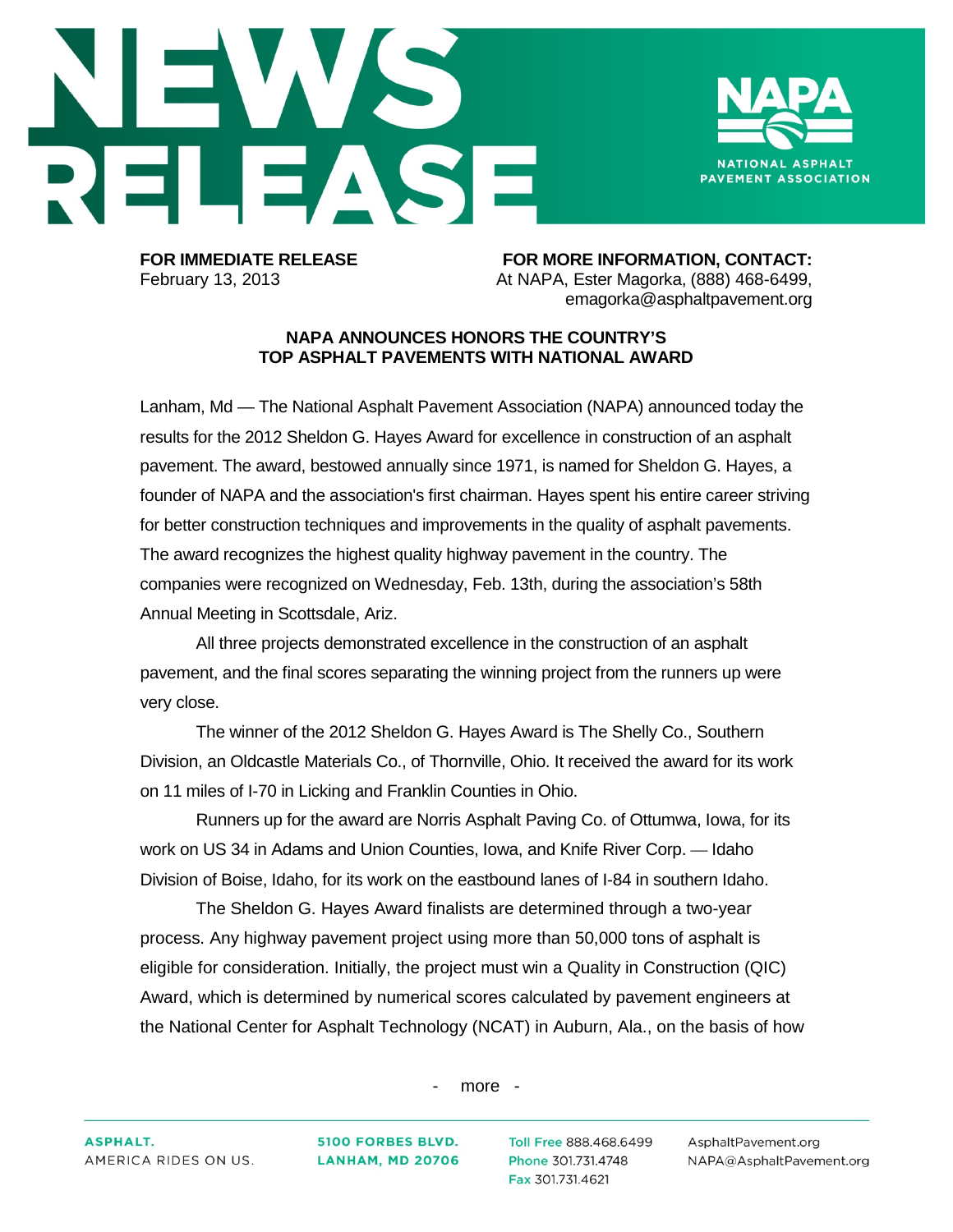# NEWS RELEASE

**NAPA**
NATIONAL ASPHALT PAVEMENT ASSOCIATION

**FOR IMMEDIATE RELEASE**
February 13, 2013

**FOR MORE INFORMATION, CONTACT:**
At NAPA, Ester Magorka, (888) 468-6499,
emagorka@asphaltpavement.org

## NAPA ANNOUNCES HONORS THE COUNTRY'S TOP ASPHALT PAVEMENTS WITH NATIONAL AWARD

Lanham, Md — The National Asphalt Pavement Association (NAPA) announced today the results for the 2012 Sheldon G. Hayes Award for excellence in construction of an asphalt pavement. The award, bestowed annually since 1971, is named for Sheldon G. Hayes, a founder of NAPA and the association's first chairman. Hayes spent his entire career striving for better construction techniques and improvements in the quality of asphalt pavements. The award recognizes the highest quality highway pavement in the country. The companies were recognized on Wednesday, Feb. 13th, during the association's 58th Annual Meeting in Scottsdale, Ariz.

All three projects demonstrated excellence in the construction of an asphalt pavement, and the final scores separating the winning project from the runners up were very close.

The winner of the 2012 Sheldon G. Hayes Award is The Shelly Co., Southern Division, an Oldcastle Materials Co., of Thornville, Ohio. It received the award for its work on 11 miles of I-70 in Licking and Franklin Counties in Ohio.

Runners up for the award are Norris Asphalt Paving Co. of Ottumwa, Iowa, for its work on US 34 in Adams and Union Counties, Iowa, and Knife River Corp. — Idaho Division of Boise, Idaho, for its work on the eastbound lanes of I-84 in southern Idaho.

The Sheldon G. Hayes Award finalists are determined through a two-year process. Any highway pavement project using more than 50,000 tons of asphalt is eligible for consideration. Initially, the project must win a Quality in Construction (QIC) Award, which is determined by numerical scores calculated by pavement engineers at the National Center for Asphalt Technology (NCAT) in Auburn, Ala., on the basis of how

- more -

**ASPHALT.** AMERICA RIDES ON US. | **5100 FORBES BLVD. LANHAM, MD 20706** | Toll Free 888.468.6499 Phone 301.731.4748 Fax 301.731.4621 | AsphaltPavement.org NAPA@AsphaltPavement.org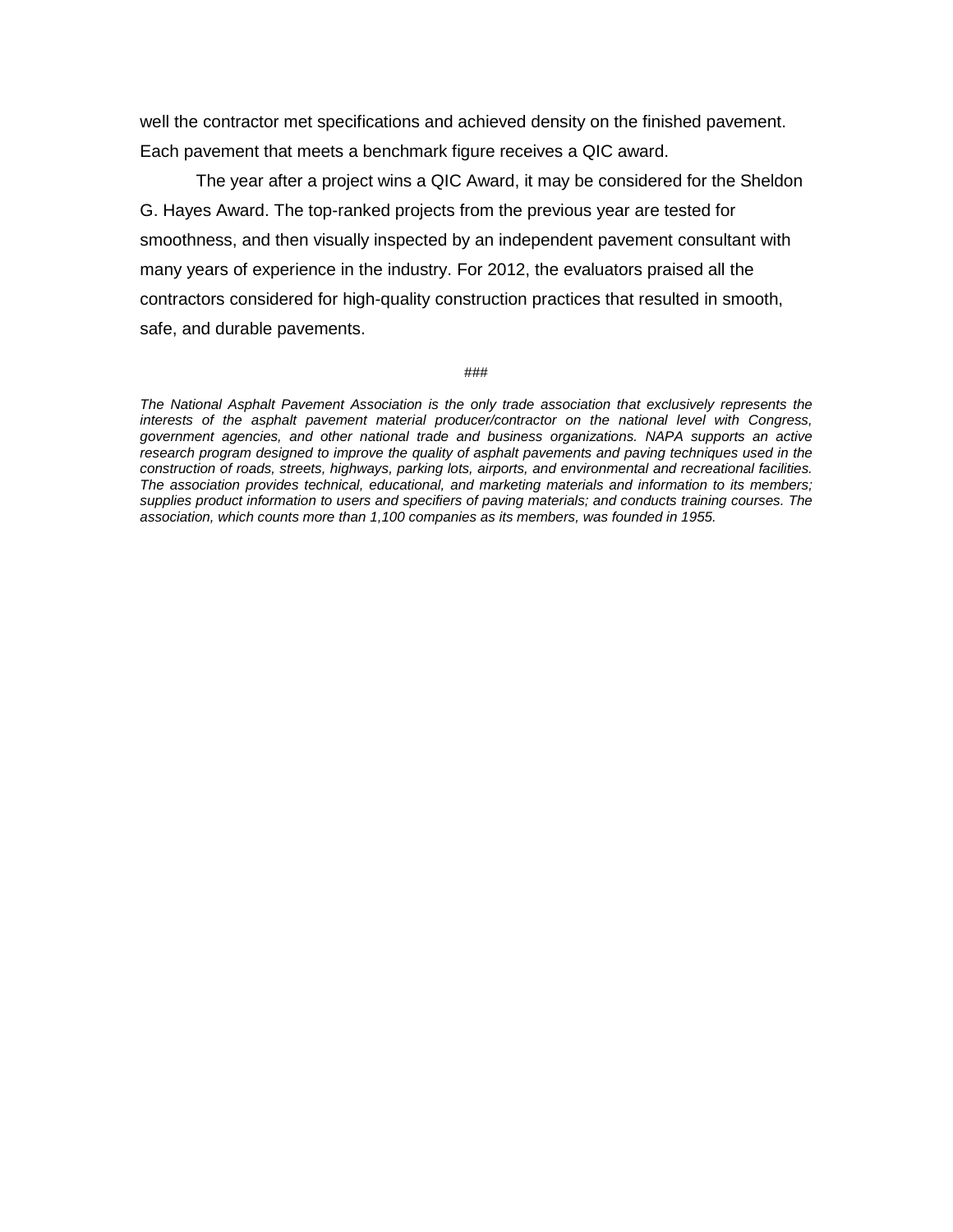well the contractor met specifications and achieved density on the finished pavement. Each pavement that meets a benchmark figure receives a QIC award.

The year after a project wins a QIC Award, it may be considered for the Sheldon G. Hayes Award. The top-ranked projects from the previous year are tested for smoothness, and then visually inspected by an independent pavement consultant with many years of experience in the industry. For 2012, the evaluators praised all the contractors considered for high-quality construction practices that resulted in smooth, safe, and durable pavements.

###

*The National Asphalt Pavement Association is the only trade association that exclusively represents the interests of the asphalt pavement material producer/contractor on the national level with Congress, government agencies, and other national trade and business organizations. NAPA supports an active research program designed to improve the quality of asphalt pavements and paving techniques used in the construction of roads, streets, highways, parking lots, airports, and environmental and recreational facilities. The association provides technical, educational, and marketing materials and information to its members; supplies product information to users and specifiers of paving materials; and conducts training courses. The association, which counts more than 1,100 companies as its members, was founded in 1955.*